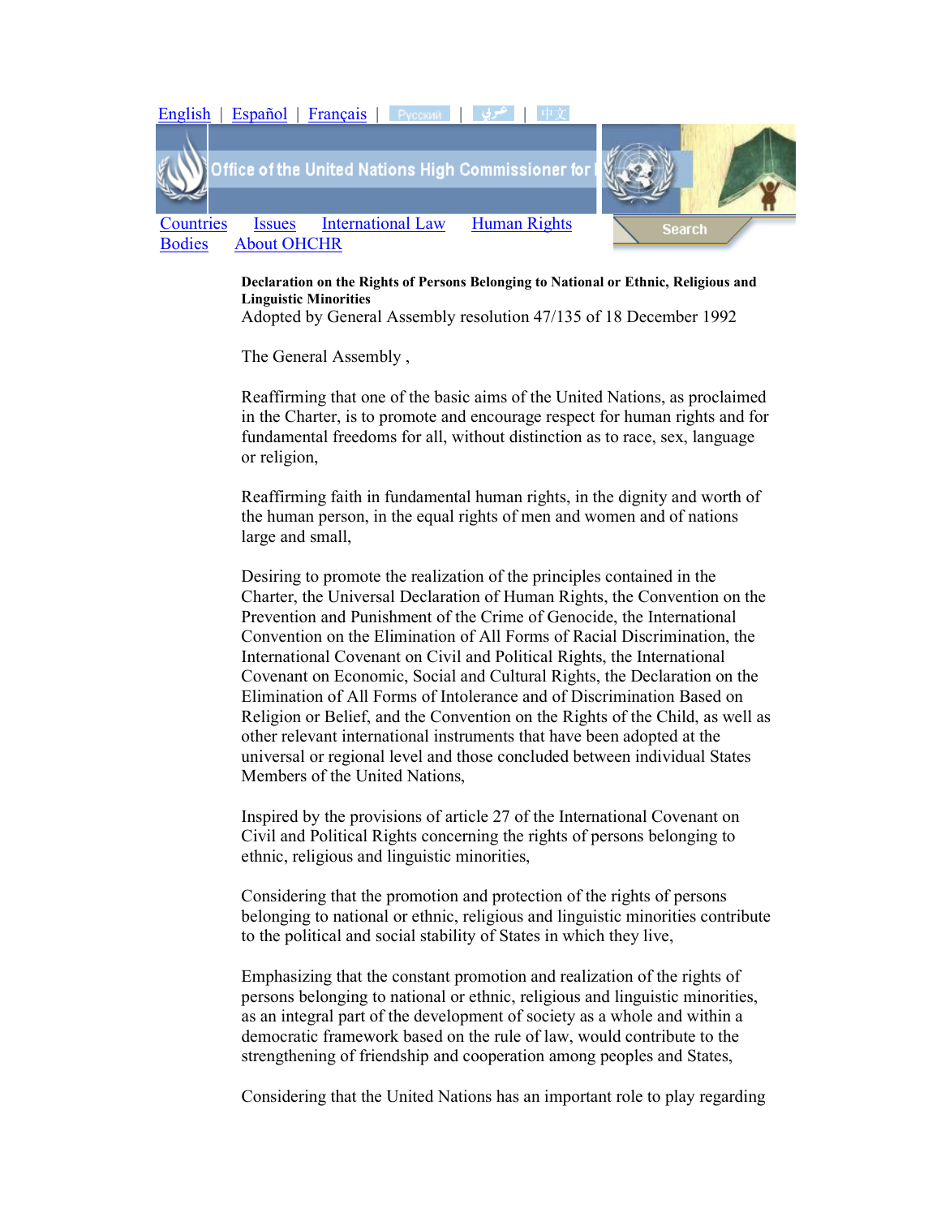English | Español | Français | Русский | عربي | 中文

Office of the United Nations High Commissioner for

Countries Issues International Law Human Rights Bodies About OHCHR

Search

**Declaration on the Rights of Persons Belonging to National or Ethnic, Religious and Linguistic Minorities**
Adopted by General Assembly resolution 47/135 of 18 December 1992

The General Assembly ,

Reaffirming that one of the basic aims of the United Nations, as proclaimed in the Charter, is to promote and encourage respect for human rights and for fundamental freedoms for all, without distinction as to race, sex, language or religion,

Reaffirming faith in fundamental human rights, in the dignity and worth of the human person, in the equal rights of men and women and of nations large and small,

Desiring to promote the realization of the principles contained in the Charter, the Universal Declaration of Human Rights, the Convention on the Prevention and Punishment of the Crime of Genocide, the International Convention on the Elimination of All Forms of Racial Discrimination, the International Covenant on Civil and Political Rights, the International Covenant on Economic, Social and Cultural Rights, the Declaration on the Elimination of All Forms of Intolerance and of Discrimination Based on Religion or Belief, and the Convention on the Rights of the Child, as well as other relevant international instruments that have been adopted at the universal or regional level and those concluded between individual States Members of the United Nations,

Inspired by the provisions of article 27 of the International Covenant on Civil and Political Rights concerning the rights of persons belonging to ethnic, religious and linguistic minorities,

Considering that the promotion and protection of the rights of persons belonging to national or ethnic, religious and linguistic minorities contribute to the political and social stability of States in which they live,

Emphasizing that the constant promotion and realization of the rights of persons belonging to national or ethnic, religious and linguistic minorities, as an integral part of the development of society as a whole and within a democratic framework based on the rule of law, would contribute to the strengthening of friendship and cooperation among peoples and States,

Considering that the United Nations has an important role to play regarding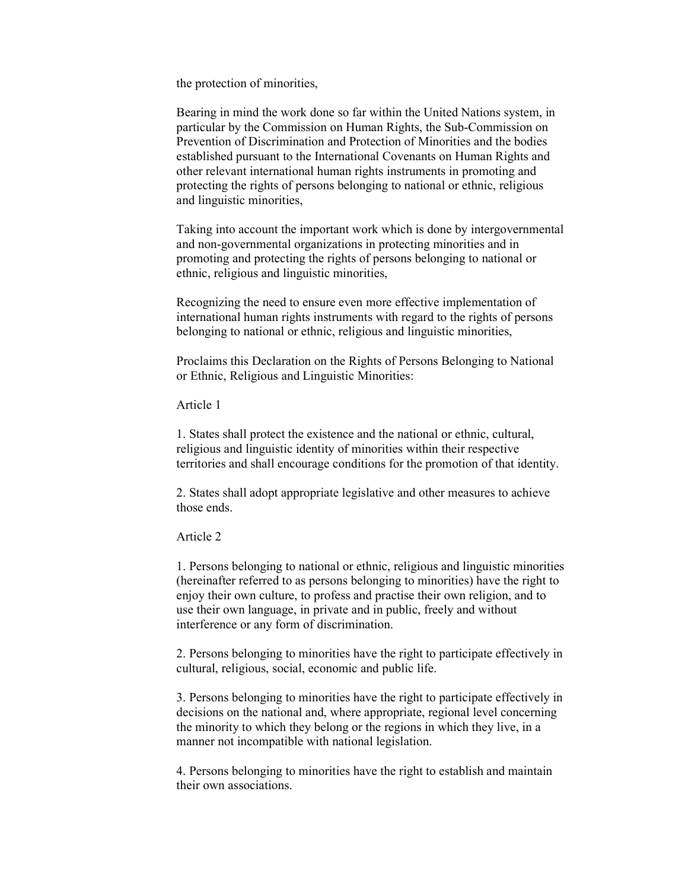the protection of minorities,

Bearing in mind the work done so far within the United Nations system, in particular by the Commission on Human Rights, the Sub-Commission on Prevention of Discrimination and Protection of Minorities and the bodies established pursuant to the International Covenants on Human Rights and other relevant international human rights instruments in promoting and protecting the rights of persons belonging to national or ethnic, religious and linguistic minorities,

Taking into account the important work which is done by intergovernmental and non-governmental organizations in protecting minorities and in promoting and protecting the rights of persons belonging to national or ethnic, religious and linguistic minorities,

Recognizing the need to ensure even more effective implementation of international human rights instruments with regard to the rights of persons belonging to national or ethnic, religious and linguistic minorities,

Proclaims this Declaration on the Rights of Persons Belonging to National or Ethnic, Religious and Linguistic Minorities:

## Article 1

1. States shall protect the existence and the national or ethnic, cultural, religious and linguistic identity of minorities within their respective territories and shall encourage conditions for the promotion of that identity.

2. States shall adopt appropriate legislative and other measures to achieve those ends.

## Article 2

1. Persons belonging to national or ethnic, religious and linguistic minorities (hereinafter referred to as persons belonging to minorities) have the right to enjoy their own culture, to profess and practise their own religion, and to use their own language, in private and in public, freely and without interference or any form of discrimination.

2. Persons belonging to minorities have the right to participate effectively in cultural, religious, social, economic and public life.

3. Persons belonging to minorities have the right to participate effectively in decisions on the national and, where appropriate, regional level concerning the minority to which they belong or the regions in which they live, in a manner not incompatible with national legislation.

4. Persons belonging to minorities have the right to establish and maintain their own associations.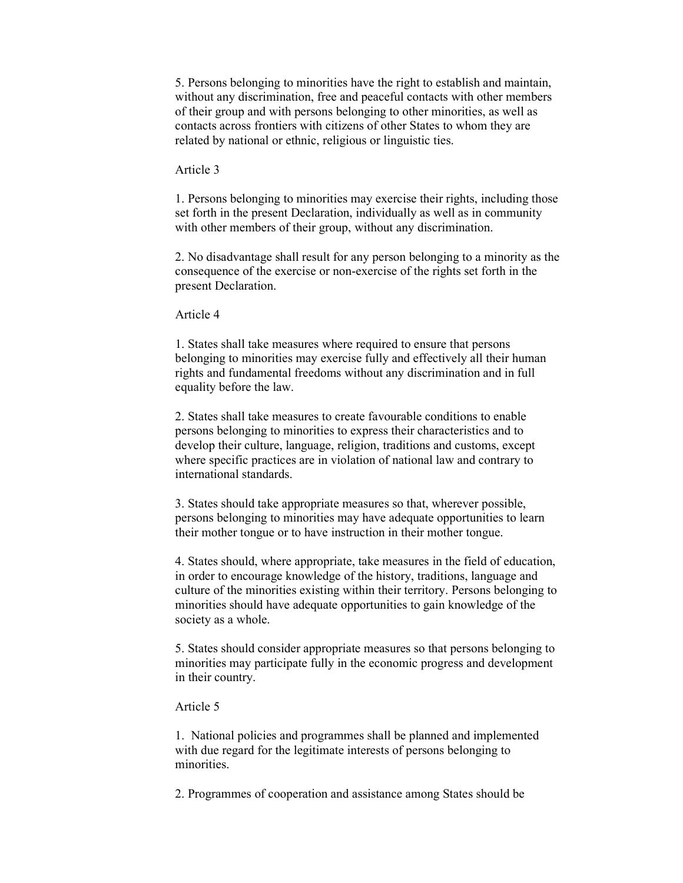5. Persons belonging to minorities have the right to establish and maintain, without any discrimination, free and peaceful contacts with other members of their group and with persons belonging to other minorities, as well as contacts across frontiers with citizens of other States to whom they are related by national or ethnic, religious or linguistic ties.

Article 3

1. Persons belonging to minorities may exercise their rights, including those set forth in the present Declaration, individually as well as in community with other members of their group, without any discrimination.

2. No disadvantage shall result for any person belonging to a minority as the consequence of the exercise or non-exercise of the rights set forth in the present Declaration.

Article 4

1. States shall take measures where required to ensure that persons belonging to minorities may exercise fully and effectively all their human rights and fundamental freedoms without any discrimination and in full equality before the law.

2. States shall take measures to create favourable conditions to enable persons belonging to minorities to express their characteristics and to develop their culture, language, religion, traditions and customs, except where specific practices are in violation of national law and contrary to international standards.

3. States should take appropriate measures so that, wherever possible, persons belonging to minorities may have adequate opportunities to learn their mother tongue or to have instruction in their mother tongue.

4. States should, where appropriate, take measures in the field of education, in order to encourage knowledge of the history, traditions, language and culture of the minorities existing within their territory. Persons belonging to minorities should have adequate opportunities to gain knowledge of the society as a whole.

5. States should consider appropriate measures so that persons belonging to minorities may participate fully in the economic progress and development in their country.

Article 5

1. National policies and programmes shall be planned and implemented with due regard for the legitimate interests of persons belonging to minorities.

2. Programmes of cooperation and assistance among States should be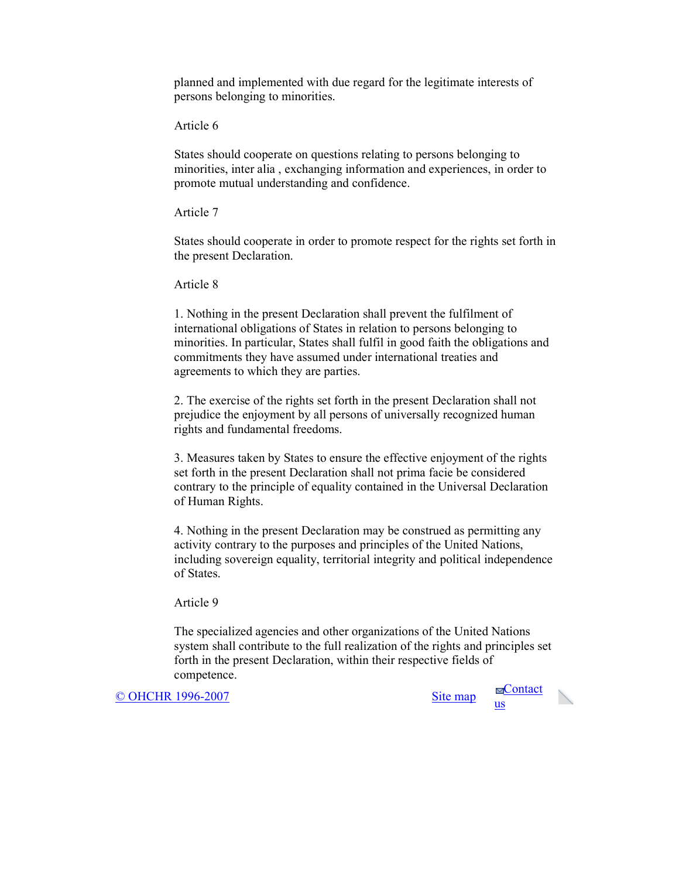planned and implemented with due regard for the legitimate interests of persons belonging to minorities.

Article 6

States should cooperate on questions relating to persons belonging to minorities, inter alia , exchanging information and experiences, in order to promote mutual understanding and confidence.

Article 7

States should cooperate in order to promote respect for the rights set forth in the present Declaration.

Article 8

1. Nothing in the present Declaration shall prevent the fulfilment of international obligations of States in relation to persons belonging to minorities. In particular, States shall fulfil in good faith the obligations and commitments they have assumed under international treaties and agreements to which they are parties.

2. The exercise of the rights set forth in the present Declaration shall not prejudice the enjoyment by all persons of universally recognized human rights and fundamental freedoms.

3. Measures taken by States to ensure the effective enjoyment of the rights set forth in the present Declaration shall not prima facie be considered contrary to the principle of equality contained in the Universal Declaration of Human Rights.

4. Nothing in the present Declaration may be construed as permitting any activity contrary to the purposes and principles of the United Nations, including sovereign equality, territorial integrity and political independence of States.

Article 9

The specialized agencies and other organizations of the United Nations system shall contribute to the full realization of the rights and principles set forth in the present Declaration, within their respective fields of competence.

© OHCHR 1996-2007 Site map Contact us